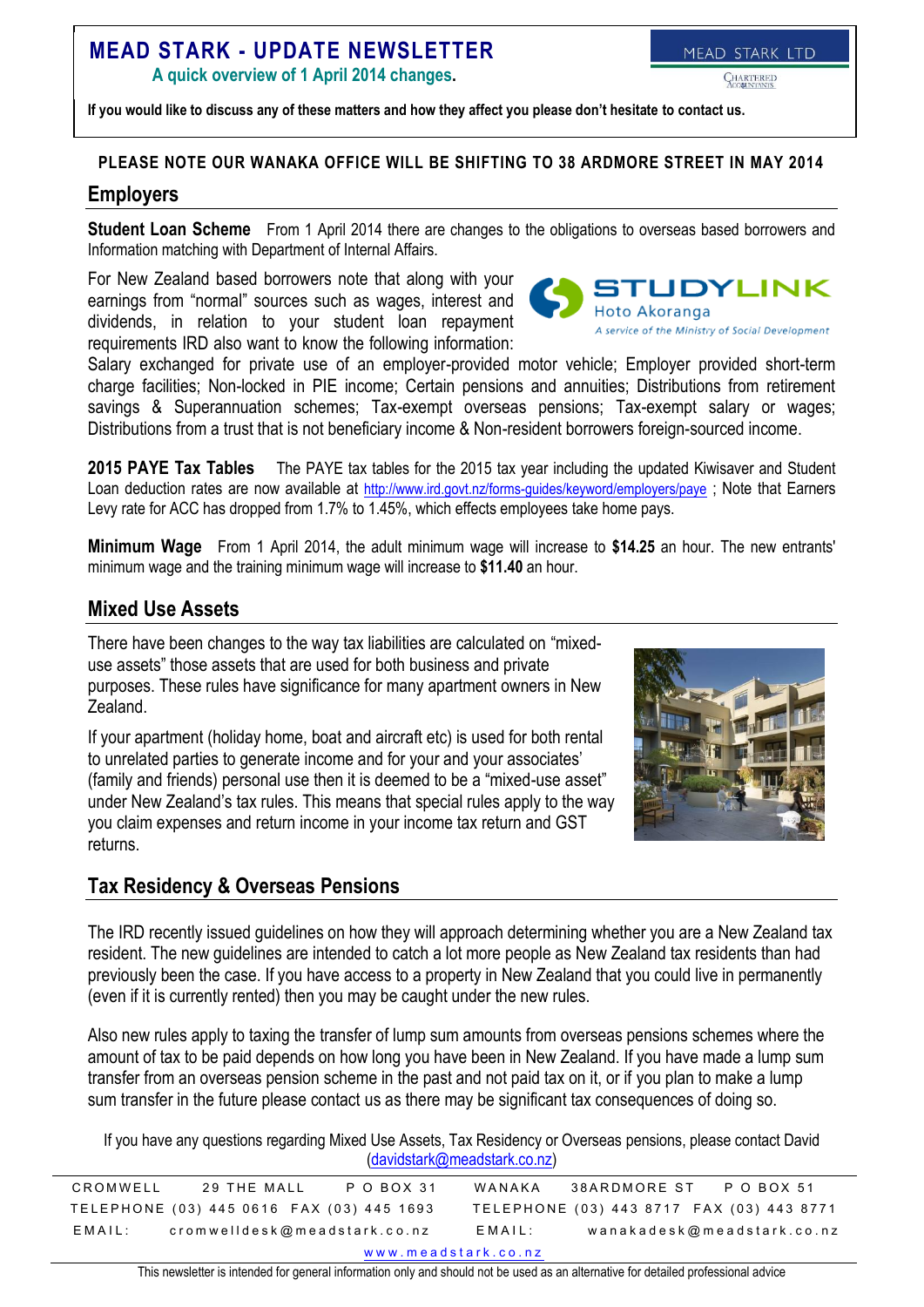# MEAD STARK - UPDATE NEWSLETTER

**A quick overview of 1 April 2014 changes.**

MEAD STARK LTD
CHARTERED ACCOUNTANTS

**If you would like to discuss any of these matters and how they affect you please don't hesitate to contact us.**

**PLEASE NOTE OUR WANAKA OFFICE WILL BE SHIFTING TO 38 ARDMORE STREET IN MAY 2014**

## Employers

**Student Loan Scheme** From 1 April 2014 there are changes to the obligations to overseas based borrowers and Information matching with Department of Internal Affairs.

For New Zealand based borrowers note that along with your earnings from "normal" sources such as wages, interest and dividends, in relation to your student loan repayment requirements IRD also want to know the following information: Salary exchanged for private use of an employer-provided motor vehicle; Employer provided short-term charge facilities; Non-locked in PIE income; Certain pensions and annuities; Distributions from retirement savings & Superannuation schemes; Tax-exempt overseas pensions; Tax-exempt salary or wages; Distributions from a trust that is not beneficiary income & Non-resident borrowers foreign-sourced income.

STUDYLINK
Hoto Akoranga
A service of the Ministry of Social Development

**2015 PAYE Tax Tables** The PAYE tax tables for the 2015 tax year including the updated Kiwisaver and Student Loan deduction rates are now available at http://www.ird.govt.nz/forms-guides/keyword/employers/paye ; Note that Earners Levy rate for ACC has dropped from 1.7% to 1.45%, which effects employees take home pays.

**Minimum Wage** From 1 April 2014, the adult minimum wage will increase to **$14.25** an hour. The new entrants' minimum wage and the training minimum wage will increase to **$11.40** an hour.

## Mixed Use Assets

There have been changes to the way tax liabilities are calculated on "mixed-use assets" those assets that are used for both business and private purposes. These rules have significance for many apartment owners in New Zealand.

If your apartment (holiday home, boat and aircraft etc) is used for both rental to unrelated parties to generate income and for your and your associates' (family and friends) personal use then it is deemed to be a "mixed-use asset" under New Zealand's tax rules. This means that special rules apply to the way you claim expenses and return income in your income tax return and GST returns.

## Tax Residency & Overseas Pensions

The IRD recently issued guidelines on how they will approach determining whether you are a New Zealand tax resident. The new guidelines are intended to catch a lot more people as New Zealand tax residents than had previously been the case. If you have access to a property in New Zealand that you could live in permanently (even if it is currently rented) then you may be caught under the new rules.

Also new rules apply to taxing the transfer of lump sum amounts from overseas pensions schemes where the amount of tax to be paid depends on how long you have been in New Zealand. If you have made a lump sum transfer from an overseas pension scheme in the past and not paid tax on it, or if you plan to make a lump sum transfer in the future please contact us as there may be significant tax consequences of doing so.

If you have any questions regarding Mixed Use Assets, Tax Residency or Overseas pensions, please contact David (davidstark@meadstark.co.nz)

| CROMWELL | 29 THE MALL | P O BOX 31 | WANAKA | 38ARDMORE ST | P O BOX 51 |
|---|---|---|---|---|---|
| TELEPHONE (03) 445 0616 | FAX (03) 445 1693 | | TELEPHONE (03) 443 8717 | FAX (03) 443 8771 | |
| EMAIL: | cromwelldesk@meadstark.co.nz | | EMAIL: | wanakadesk@meadstark.co.nz | |

www.meadstark.co.nz

This newsletter is intended for general information only and should not be used as an alternative for detailed professional advice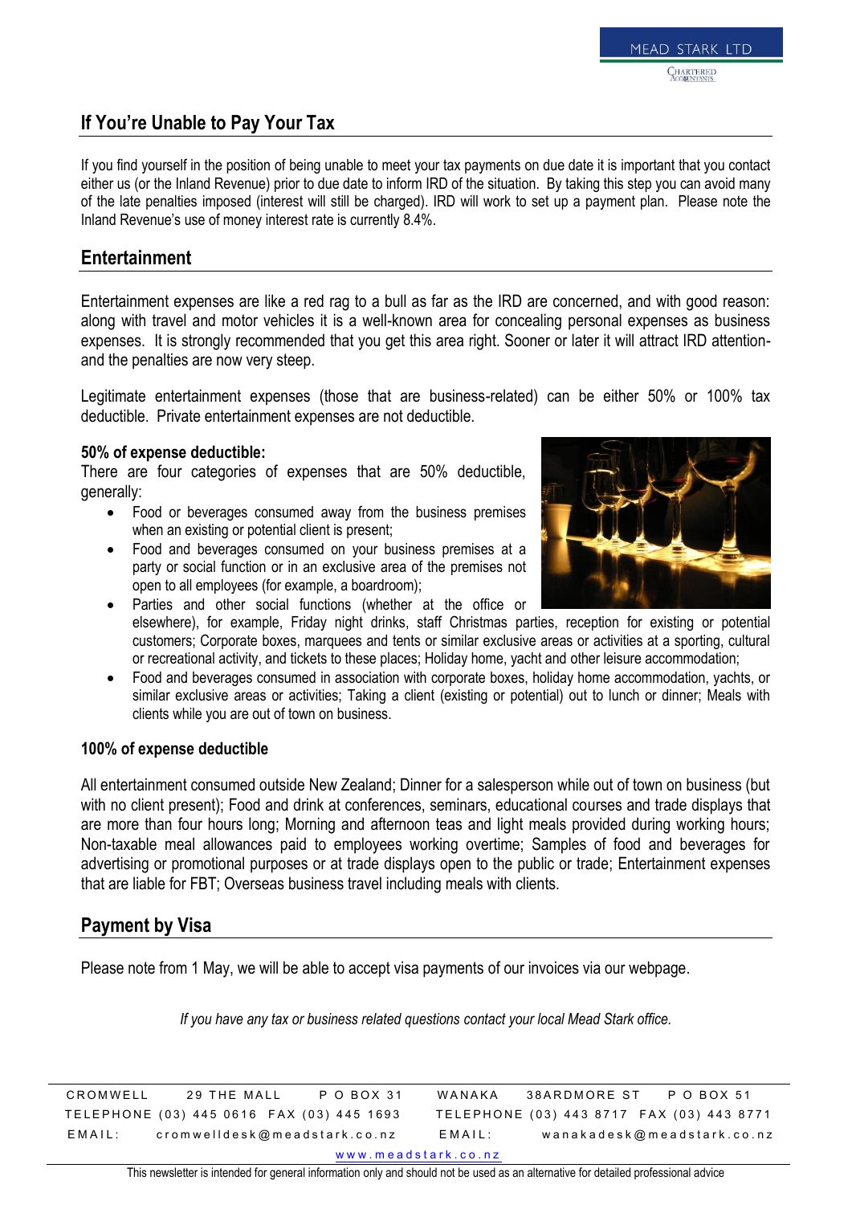## If You're Unable to Pay Your Tax

If you find yourself in the position of being unable to meet your tax payments on due date it is important that you contact either us (or the Inland Revenue) prior to due date to inform IRD of the situation. By taking this step you can avoid many of the late penalties imposed (interest will still be charged). IRD will work to set up a payment plan. Please note the Inland Revenue's use of money interest rate is currently 8.4%.

## Entertainment

Entertainment expenses are like a red rag to a bull as far as the IRD are concerned, and with good reason: along with travel and motor vehicles it is a well-known area for concealing personal expenses as business expenses. It is strongly recommended that you get this area right. Sooner or later it will attract IRD attention- and the penalties are now very steep.

Legitimate entertainment expenses (those that are business-related) can be either 50% or 100% tax deductible. Private entertainment expenses are not deductible.

**50% of expense deductible:**
There are four categories of expenses that are 50% deductible, generally:

- Food or beverages consumed away from the business premises when an existing or potential client is present;
- Food and beverages consumed on your business premises at a party or social function or in an exclusive area of the premises not open to all employees (for example, a boardroom);
- Parties and other social functions (whether at the office or elsewhere), for example, Friday night drinks, staff Christmas parties, reception for existing or potential customers; Corporate boxes, marquees and tents or similar exclusive areas or activities at a sporting, cultural or recreational activity, and tickets to these places; Holiday home, yacht and other leisure accommodation;
- Food and beverages consumed in association with corporate boxes, holiday home accommodation, yachts, or similar exclusive areas or activities; Taking a client (existing or potential) out to lunch or dinner; Meals with clients while you are out of town on business.

**100% of expense deductible**

All entertainment consumed outside New Zealand; Dinner for a salesperson while out of town on business (but with no client present); Food and drink at conferences, seminars, educational courses and trade displays that are more than four hours long; Morning and afternoon teas and light meals provided during working hours; Non-taxable meal allowances paid to employees working overtime; Samples of food and beverages for advertising or promotional purposes or at trade displays open to the public or trade; Entertainment expenses that are liable for FBT; Overseas business travel including meals with clients.

## Payment by Visa

Please note from 1 May, we will be able to accept visa payments of our invoices via our webpage.

*If you have any tax or business related questions contact your local Mead Stark office.*

CROMWELL 29 THE MALL P O BOX 31
TELEPHONE (03) 445 0616 FAX (03) 445 1693
EMAIL: cromwelldesk@meadstark.co.nz

WANAKA 38ARDMORE ST P O BOX 51
TELEPHONE (03) 443 8717 FAX (03) 443 8771
EMAIL: wanakadesk@meadstark.co.nz

www.meadstark.co.nz

This newsletter is intended for general information only and should not be used as an alternative for detailed professional advice